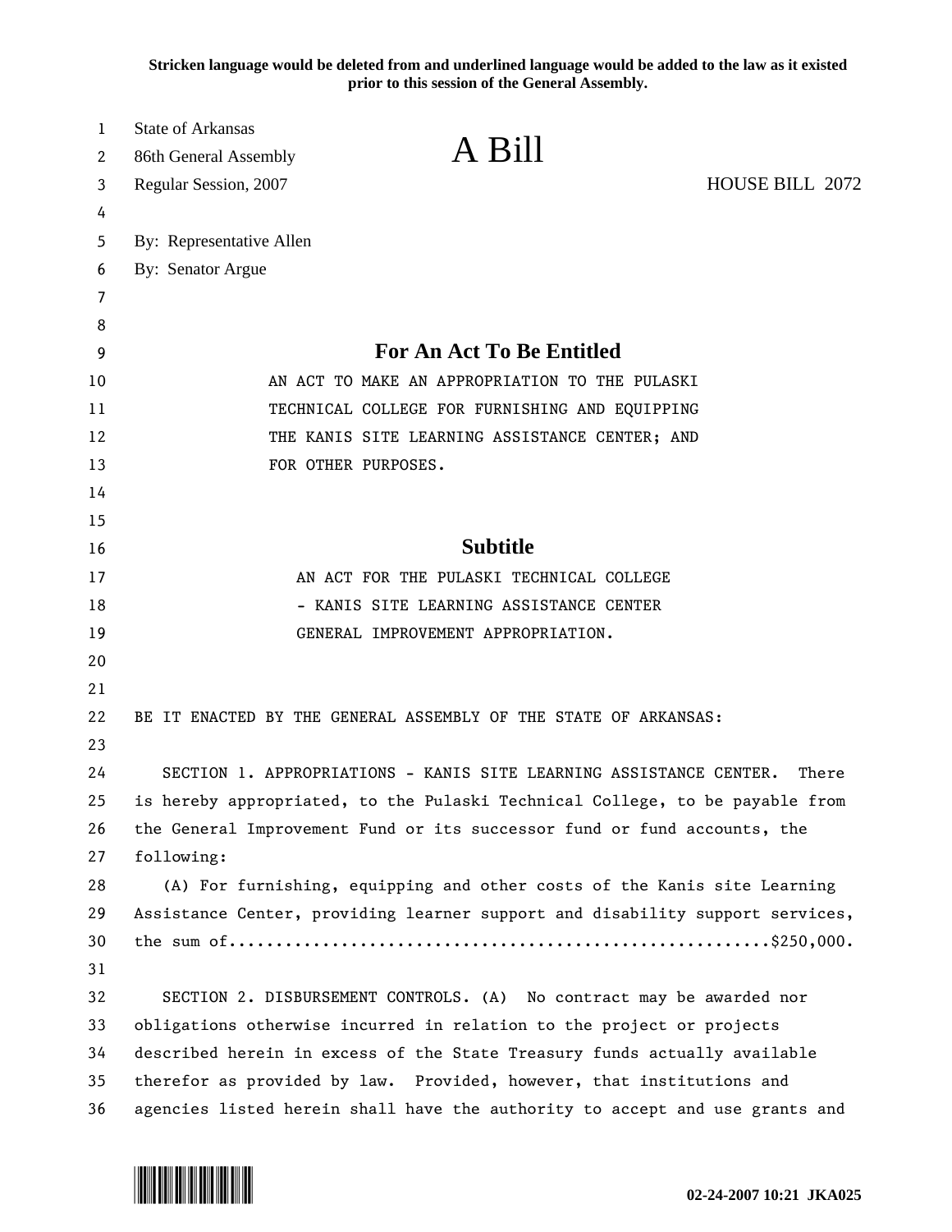Stricken language would be deleted from and underlined language would be added to the law as it existed prior to this session of the General Assembly.

State of Arkansas
86th General Assembly
Regular Session, 2007

# A Bill

HOUSE BILL 2072

By: Representative Allen
By: Senator Argue

## For An Act To Be Entitled

AN ACT TO MAKE AN APPROPRIATION TO THE PULASKI TECHNICAL COLLEGE FOR FURNISHING AND EQUIPPING THE KANIS SITE LEARNING ASSISTANCE CENTER; AND FOR OTHER PURPOSES.

## Subtitle

AN ACT FOR THE PULASKI TECHNICAL COLLEGE - KANIS SITE LEARNING ASSISTANCE CENTER GENERAL IMPROVEMENT APPROPRIATION.

BE IT ENACTED BY THE GENERAL ASSEMBLY OF THE STATE OF ARKANSAS:

SECTION 1. APPROPRIATIONS - KANIS SITE LEARNING ASSISTANCE CENTER. There is hereby appropriated, to the Pulaski Technical College, to be payable from the General Improvement Fund or its successor fund or fund accounts, the following:

(A) For furnishing, equipping and other costs of the Kanis site Learning Assistance Center, providing learner support and disability support services, the sum of........................................................$250,000.

SECTION 2. DISBURSEMENT CONTROLS. (A) No contract may be awarded nor obligations otherwise incurred in relation to the project or projects described herein in excess of the State Treasury funds actually available therefor as provided by law. Provided, however, that institutions and agencies listed herein shall have the authority to accept and use grants and

02-24-2007 10:21 JKA025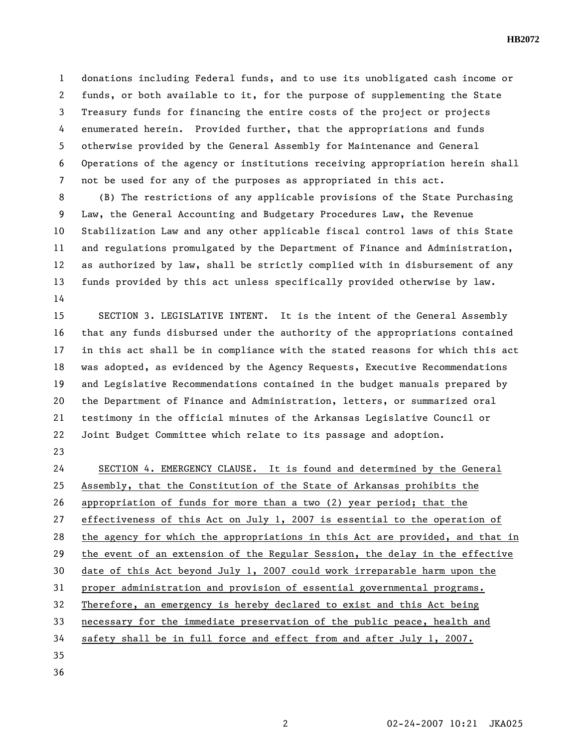donations including Federal funds, and to use its unobligated cash income or funds, or both available to it, for the purpose of supplementing the State Treasury funds for financing the entire costs of the project or projects enumerated herein. Provided further, that the appropriations and funds otherwise provided by the General Assembly for Maintenance and General Operations of the agency or institutions receiving appropriation herein shall not be used for any of the purposes as appropriated in this act.

(B) The restrictions of any applicable provisions of the State Purchasing Law, the General Accounting and Budgetary Procedures Law, the Revenue Stabilization Law and any other applicable fiscal control laws of this State and regulations promulgated by the Department of Finance and Administration, as authorized by law, shall be strictly complied with in disbursement of any funds provided by this act unless specifically provided otherwise by law.

SECTION 3. LEGISLATIVE INTENT. It is the intent of the General Assembly that any funds disbursed under the authority of the appropriations contained in this act shall be in compliance with the stated reasons for which this act was adopted, as evidenced by the Agency Requests, Executive Recommendations and Legislative Recommendations contained in the budget manuals prepared by the Department of Finance and Administration, letters, or summarized oral testimony in the official minutes of the Arkansas Legislative Council or Joint Budget Committee which relate to its passage and adoption.

SECTION 4. EMERGENCY CLAUSE. It is found and determined by the General Assembly, that the Constitution of the State of Arkansas prohibits the appropriation of funds for more than a two (2) year period; that the effectiveness of this Act on July 1, 2007 is essential to the operation of the agency for which the appropriations in this Act are provided, and that in the event of an extension of the Regular Session, the delay in the effective date of this Act beyond July 1, 2007 could work irreparable harm upon the proper administration and provision of essential governmental programs. Therefore, an emergency is hereby declared to exist and this Act being necessary for the immediate preservation of the public peace, health and safety shall be in full force and effect from and after July 1, 2007.